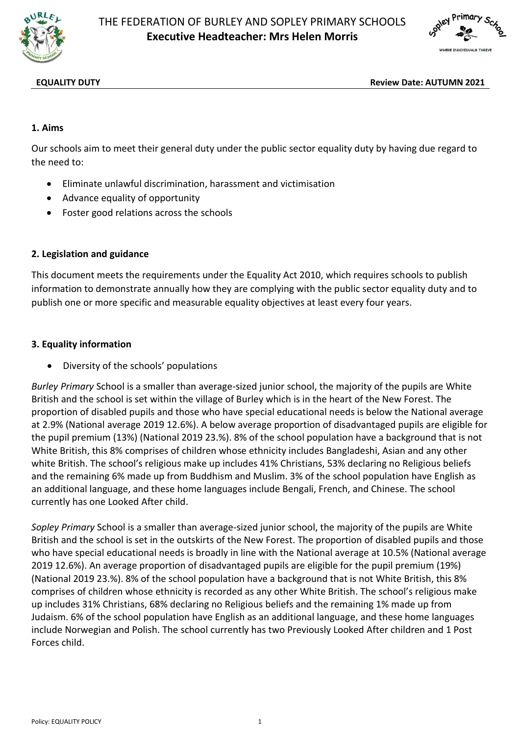# THE FEDERATION OF BURLEY AND SOPLEY PRIMARY SCHOOLS

**Executive Headteacher: Mrs Helen Morris**

**EQUALITY DUTY** **Review Date: AUTUMN 2021**

## 1. Aims

Our schools aim to meet their general duty under the public sector equality duty by having due regard to the need to:

- Eliminate unlawful discrimination, harassment and victimisation
- Advance equality of opportunity
- Foster good relations across the schools

## 2. Legislation and guidance

This document meets the requirements under the Equality Act 2010, which requires schools to publish information to demonstrate annually how they are complying with the public sector equality duty and to publish one or more specific and measurable equality objectives at least every four years.

## 3. Equality information

- Diversity of the schools' populations

*Burley Primary* School is a smaller than average-sized junior school, the majority of the pupils are White British and the school is set within the village of Burley which is in the heart of the New Forest. The proportion of disabled pupils and those who have special educational needs is below the National average at 2.9% (National average 2019 12.6%). A below average proportion of disadvantaged pupils are eligible for the pupil premium (13%) (National 2019 23.%). 8% of the school population have a background that is not White British, this 8% comprises of children whose ethnicity includes Bangladeshi, Asian and any other white British. The school's religious make up includes 41% Christians, 53% declaring no Religious beliefs and the remaining 6% made up from Buddhism and Muslim. 3% of the school population have English as an additional language, and these home languages include Bengali, French, and Chinese. The school currently has one Looked After child.

*Sopley Primary* School is a smaller than average-sized junior school, the majority of the pupils are White British and the school is set in the outskirts of the New Forest. The proportion of disabled pupils and those who have special educational needs is broadly in line with the National average at 10.5% (National average 2019 12.6%). An average proportion of disadvantaged pupils are eligible for the pupil premium (19%) (National 2019 23.%). 8% of the school population have a background that is not White British, this 8% comprises of children whose ethnicity is recorded as any other White British. The school's religious make up includes 31% Christians, 68% declaring no Religious beliefs and the remaining 1% made up from Judaism. 6% of the school population have English as an additional language, and these home languages include Norwegian and Polish. The school currently has two Previously Looked After children and 1 Post Forces child.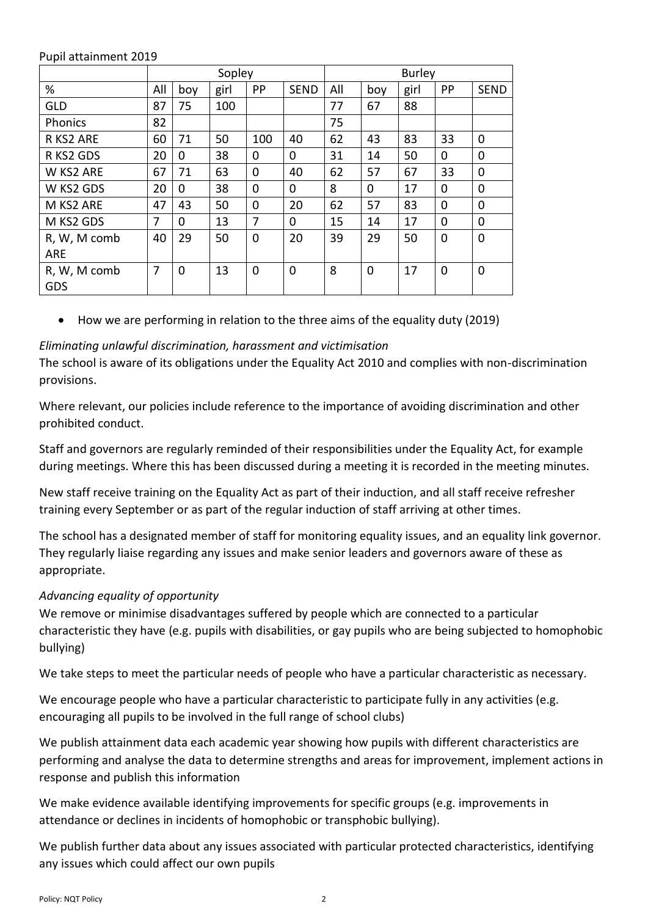Pupil attainment 2019

| | Sopley | | | | | Burley | | | | |
|---|---|---|---|---|---|---|---|---|---|---|
| % | All | boy | girl | PP | SEND | All | boy | girl | PP | SEND |
| GLD | 87 | 75 | 100 | | | 77 | 67 | 88 | | |
| Phonics | 82 | | | | | 75 | | | | |
| R KS2 ARE | 60 | 71 | 50 | 100 | 40 | 62 | 43 | 83 | 33 | 0 |
| R KS2 GDS | 20 | 0 | 38 | 0 | 0 | 31 | 14 | 50 | 0 | 0 |
| W KS2 ARE | 67 | 71 | 63 | 0 | 40 | 62 | 57 | 67 | 33 | 0 |
| W KS2 GDS | 20 | 0 | 38 | 0 | 0 | 8 | 0 | 17 | 0 | 0 |
| M KS2 ARE | 47 | 43 | 50 | 0 | 20 | 62 | 57 | 83 | 0 | 0 |
| M KS2 GDS | 7 | 0 | 13 | 7 | 0 | 15 | 14 | 17 | 0 | 0 |
| R, W, M comb ARE | 40 | 29 | 50 | 0 | 20 | 39 | 29 | 50 | 0 | 0 |
| R, W, M comb GDS | 7 | 0 | 13 | 0 | 0 | 8 | 0 | 17 | 0 | 0 |

- How we are performing in relation to the three aims of the equality duty (2019)

*Eliminating unlawful discrimination, harassment and victimisation*

The school is aware of its obligations under the Equality Act 2010 and complies with non-discrimination provisions.

Where relevant, our policies include reference to the importance of avoiding discrimination and other prohibited conduct.

Staff and governors are regularly reminded of their responsibilities under the Equality Act, for example during meetings. Where this has been discussed during a meeting it is recorded in the meeting minutes.

New staff receive training on the Equality Act as part of their induction, and all staff receive refresher training every September or as part of the regular induction of staff arriving at other times.

The school has a designated member of staff for monitoring equality issues, and an equality link governor. They regularly liaise regarding any issues and make senior leaders and governors aware of these as appropriate.

*Advancing equality of opportunity*

We remove or minimise disadvantages suffered by people which are connected to a particular characteristic they have (e.g. pupils with disabilities, or gay pupils who are being subjected to homophobic bullying)

We take steps to meet the particular needs of people who have a particular characteristic as necessary.

We encourage people who have a particular characteristic to participate fully in any activities (e.g. encouraging all pupils to be involved in the full range of school clubs)

We publish attainment data each academic year showing how pupils with different characteristics are performing and analyse the data to determine strengths and areas for improvement, implement actions in response and publish this information

We make evidence available identifying improvements for specific groups (e.g. improvements in attendance or declines in incidents of homophobic or transphobic bullying).

We publish further data about any issues associated with particular protected characteristics, identifying any issues which could affect our own pupils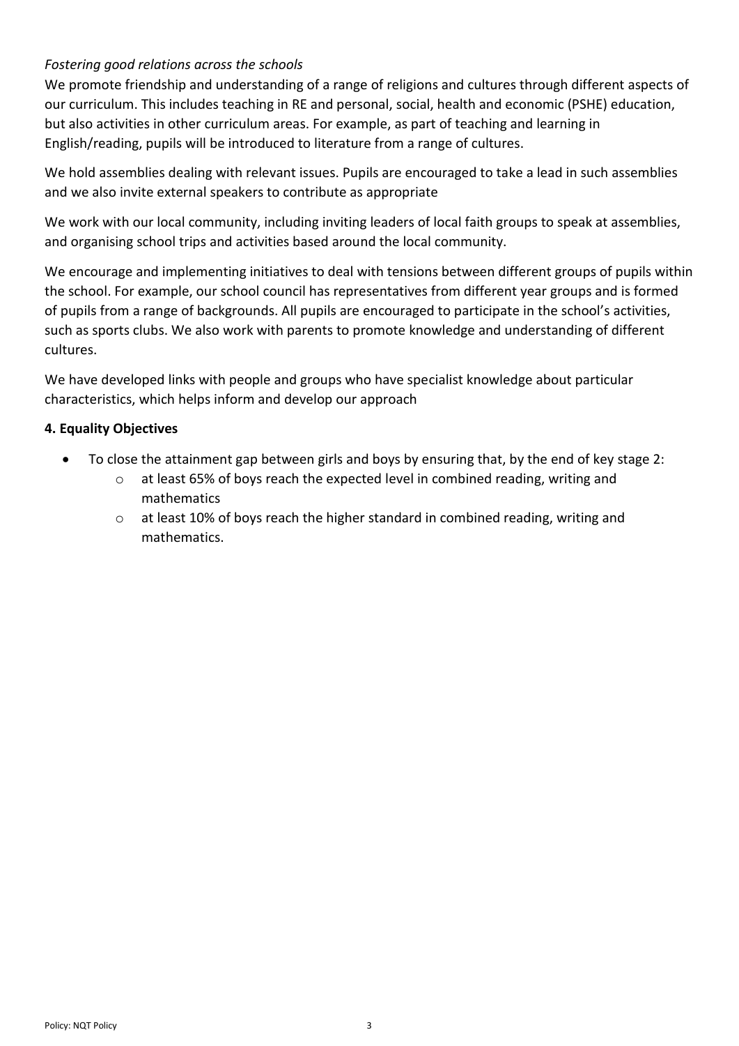*Fostering good relations across the schools*

We promote friendship and understanding of a range of religions and cultures through different aspects of our curriculum. This includes teaching in RE and personal, social, health and economic (PSHE) education, but also activities in other curriculum areas. For example, as part of teaching and learning in English/reading, pupils will be introduced to literature from a range of cultures.

We hold assemblies dealing with relevant issues. Pupils are encouraged to take a lead in such assemblies and we also invite external speakers to contribute as appropriate

We work with our local community, including inviting leaders of local faith groups to speak at assemblies, and organising school trips and activities based around the local community.

We encourage and implementing initiatives to deal with tensions between different groups of pupils within the school. For example, our school council has representatives from different year groups and is formed of pupils from a range of backgrounds. All pupils are encouraged to participate in the school's activities, such as sports clubs. We also work with parents to promote knowledge and understanding of different cultures.

We have developed links with people and groups who have specialist knowledge about particular characteristics, which helps inform and develop our approach

**4. Equality Objectives**

- To close the attainment gap between girls and boys by ensuring that, by the end of key stage 2:
  - at least 65% of boys reach the expected level in combined reading, writing and mathematics
  - at least 10% of boys reach the higher standard in combined reading, writing and mathematics.